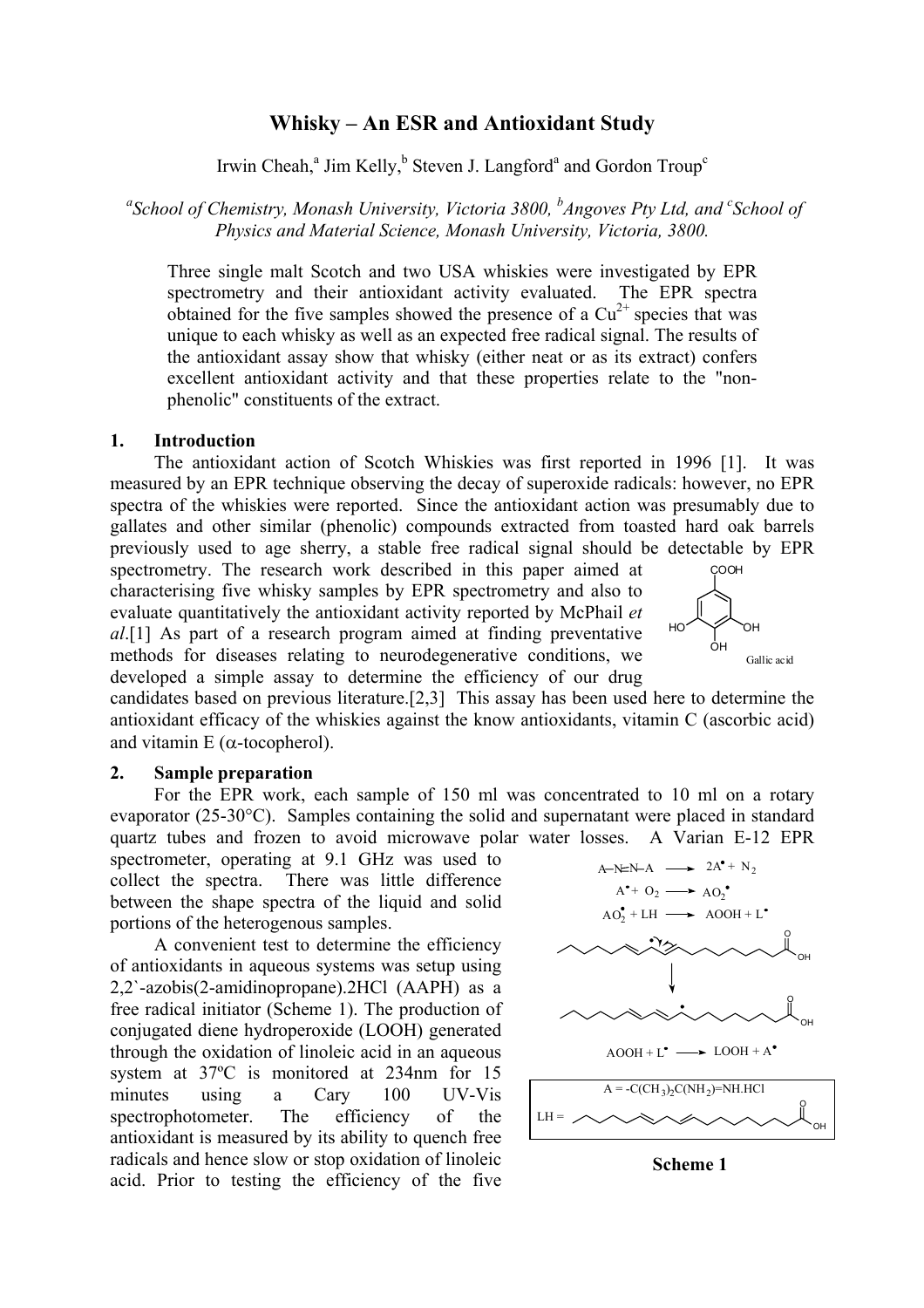# Whisky – An ESR and Antioxidant Study

Irwin Cheah,[a] Jim Kelly,[b] Steven J. Langford[a] and Gordon Troup[c]

[a]*School of Chemistry, Monash University, Victoria 3800,* [b]*Angoves Pty Ltd, and* [c]*School of Physics and Material Science, Monash University, Victoria, 3800.*

Three single malt Scotch and two USA whiskies were investigated by EPR spectrometry and their antioxidant activity evaluated. The EPR spectra obtained for the five samples showed the presence of a $Cu^{2+}$ species that was unique to each whisky as well as an expected free radical signal. The results of the antioxidant assay show that whisky (either neat or as its extract) confers excellent antioxidant activity and that these properties relate to the "non-phenolic" constituents of the extract.

## 1. Introduction

The antioxidant action of Scotch Whiskies was first reported in 1996 [1]. It was measured by an EPR technique observing the decay of superoxide radicals: however, no EPR spectra of the whiskies were reported. Since the antioxidant action was presumably due to gallates and other similar (phenolic) compounds extracted from toasted hard oak barrels previously used to age sherry, a stable free radical signal should be detectable by EPR spectrometry. The research work described in this paper aimed at characterising five whisky samples by EPR spectrometry and also to evaluate quantitatively the antioxidant activity reported by McPhail *et al*.[1] As part of a research program aimed at finding preventative methods for diseases relating to neurodegenerative conditions, we developed a simple assay to determine the efficiency of our drug candidates based on previous literature.[2,3] This assay has been used here to determine the antioxidant efficacy of the whiskies against the know antioxidants, vitamin C (ascorbic acid) and vitamin E ($\alpha$-tocopherol).

Gallic acid

## 2. Sample preparation

For the EPR work, each sample of 150 ml was concentrated to 10 ml on a rotary evaporator (25-30°C). Samples containing the solid and supernatant were placed in standard quartz tubes and frozen to avoid microwave polar water losses. A Varian E-12 EPR spectrometer, operating at 9.1 GHz was used to collect the spectra. There was little difference between the shape spectra of the liquid and solid portions of the heterogenous samples.

A convenient test to determine the efficiency of antioxidants in aqueous systems was setup using 2,2`-azobis(2-amidinopropane).2HCl (AAPH) as a free radical initiator (Scheme 1). The production of conjugated diene hydroperoxide (LOOH) generated through the oxidation of linoleic acid in an aqueous system at 37ºC is monitored at 234nm for 15 minutes using a Cary 100 UV-Vis spectrophotometer. The efficiency of the antioxidant is measured by its ability to quench free radicals and hence slow or stop oxidation of linoleic acid. Prior to testing the efficiency of the five

$$A\text{–}N\text{=}N\text{–}A \longrightarrow 2A^{\bullet} + N_2$$

$$A^{\bullet} + O_2 \longrightarrow AO_2^{\bullet}$$

$$AO_2^{\bullet} + LH \longrightarrow AOOH + L^{\bullet}$$

$$AOOH + L^{\bullet} \longrightarrow LOOH + A^{\bullet}$$

$A = -C(CH_3)_2C(NH_2)\text{=}NH.HCl$

LH =

**Scheme 1**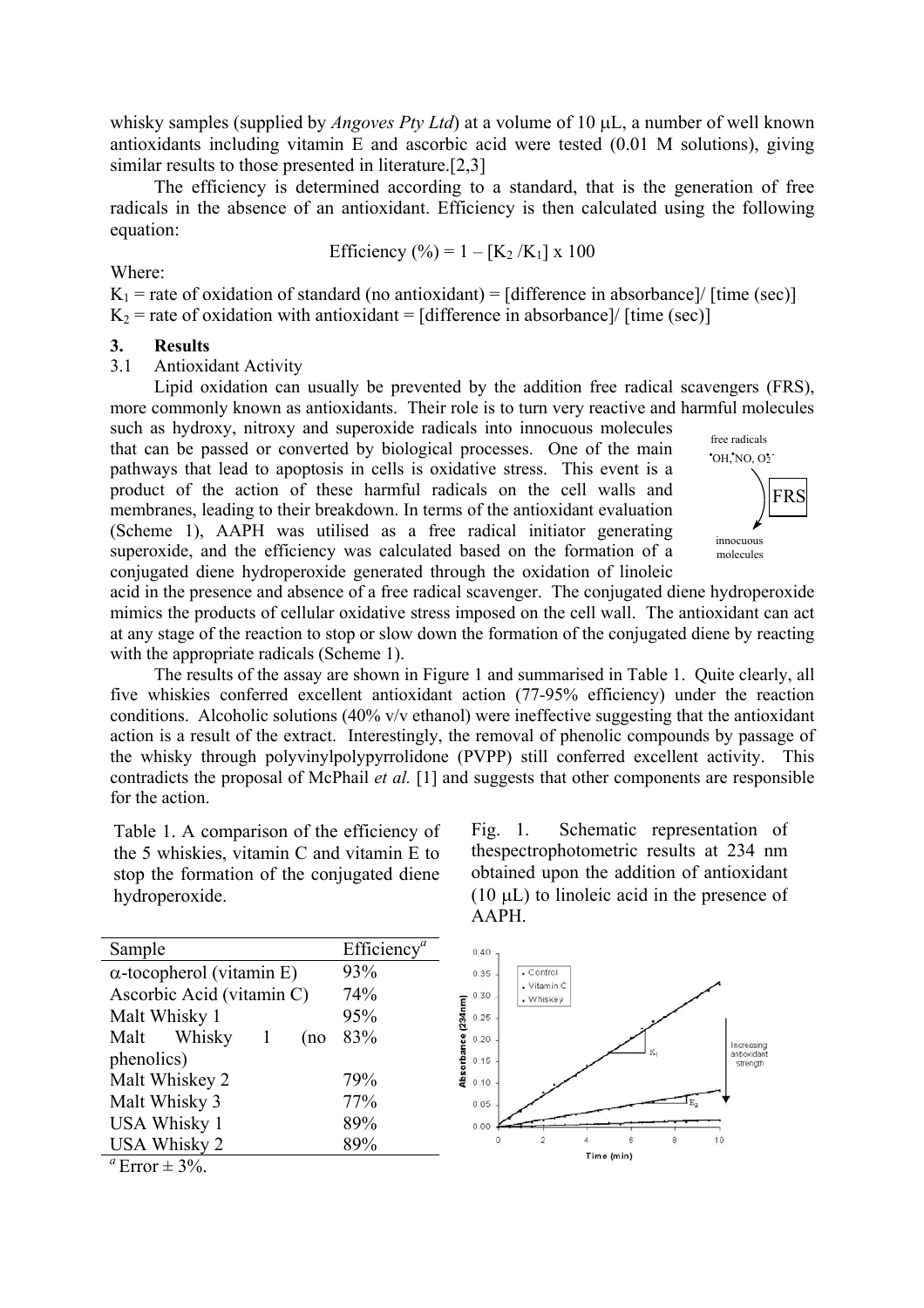whisky samples (supplied by *Angoves Pty Ltd*) at a volume of 10 μL, a number of well known antioxidants including vitamin E and ascorbic acid were tested (0.01 M solutions), giving similar results to those presented in literature.[2,3]

The efficiency is determined according to a standard, that is the generation of free radicals in the absence of an antioxidant. Efficiency is then calculated using the following equation:

$$\text{Efficiency (\%)} = 1 - [K_2 / K_1] \times 100$$

Where:

$K_1$ = rate of oxidation of standard (no antioxidant) = [difference in absorbance]/ [time (sec)]

$K_2$ = rate of oxidation with antioxidant = [difference in absorbance]/ [time (sec)]

## 3. Results

### 3.1 Antioxidant Activity

Lipid oxidation can usually be prevented by the addition free radical scavengers (FRS), more commonly known as antioxidants. Their role is to turn very reactive and harmful molecules such as hydroxy, nitroxy and superoxide radicals into innocuous molecules that can be passed or converted by biological processes. One of the main pathways that lead to apoptosis in cells is oxidative stress. This event is a product of the action of these harmful radicals on the cell walls and membranes, leading to their breakdown. In terms of the antioxidant evaluation (Scheme 1), AAPH was utilised as a free radical initiator generating superoxide, and the efficiency was calculated based on the formation of a conjugated diene hydroperoxide generated through the oxidation of linoleic acid in the presence and absence of a free radical scavenger. The conjugated diene hydroperoxide mimics the products of cellular oxidative stress imposed on the cell wall. The antioxidant can act at any stage of the reaction to stop or slow down the formation of the conjugated diene by reacting with the appropriate radicals (Scheme 1).

free radicals $^{\bullet}OH$, $^{\bullet}NO$, $O_2^{\bullet -}$ → FRS → innocuous molecules

The results of the assay are shown in Figure 1 and summarised in Table 1. Quite clearly, all five whiskies conferred excellent antioxidant action (77-95% efficiency) under the reaction conditions. Alcoholic solutions (40% v/v ethanol) were ineffective suggesting that the antioxidant action is a result of the extract. Interestingly, the removal of phenolic compounds by passage of the whisky through polyvinylpolypyrrolidone (PVPP) still conferred excellent activity. This contradicts the proposal of McPhail *et al.* [1] and suggests that other components are responsible for the action.

Table 1. A comparison of the efficiency of the 5 whiskies, vitamin C and vitamin E to stop the formation of the conjugated diene hydroperoxide.

| Sample | Efficiency[a] |
|---|---|
| α-tocopherol (vitamin E) | 93% |
| Ascorbic Acid (vitamin C) | 74% |
| Malt Whisky 1 | 95% |
| Malt Whisky 1 (no phenolics) | 83% |
| Malt Whiskey 2 | 79% |
| Malt Whisky 3 | 77% |
| USA Whisky 1 | 89% |
| USA Whisky 2 | 89% |

[a] Error ± 3%.

Fig. 1. Schematic representation of thespectrophotometric results at 234 nm obtained upon the addition of antioxidant (10 μL) to linoleic acid in the presence of AAPH.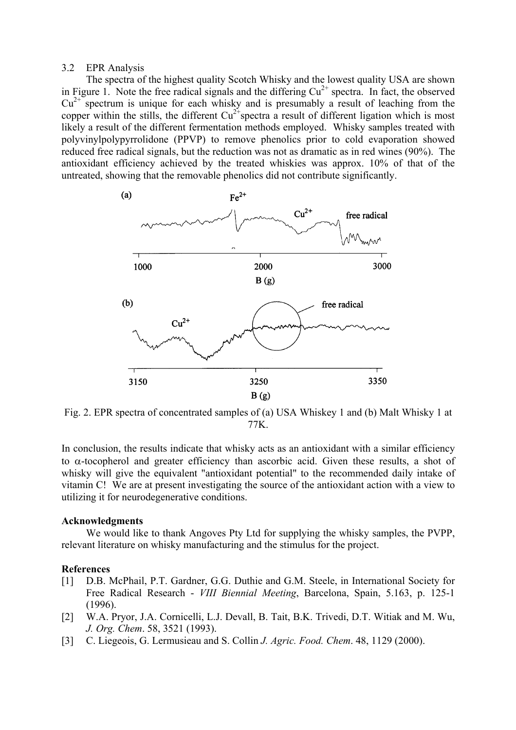3.2 EPR Analysis

The spectra of the highest quality Scotch Whisky and the lowest quality USA are shown in Figure 1. Note the free radical signals and the differing $Cu^{2+}$ spectra. In fact, the observed $Cu^{2+}$ spectrum is unique for each whisky and is presumably a result of leaching from the copper within the stills, the different $Cu^{2+}$spectra a result of different ligation which is most likely a result of the different fermentation methods employed. Whisky samples treated with polyvinylpolypyrrolidone (PPVP) to remove phenolics prior to cold evaporation showed reduced free radical signals, but the reduction was not as dramatic as in red wines (90%). The antioxidant efficiency achieved by the treated whiskies was approx. 10% of that of the untreated, showing that the removable phenolics did not contribute significantly.

(a)

$Fe^{2+}$

$Cu^{2+}$

free radical

1000

2000

3000

B (g)

(b)

free radical

$Cu^{2+}$

3150

3250

3350

B (g)

Fig. 2. EPR spectra of concentrated samples of (a) USA Whiskey 1 and (b) Malt Whisky 1 at 77K.

In conclusion, the results indicate that whisky acts as an antioxidant with a similar efficiency to $\alpha$-tocopherol and greater efficiency than ascorbic acid. Given these results, a shot of whisky will give the equivalent "antioxidant potential" to the recommended daily intake of vitamin C! We are at present investigating the source of the antioxidant action with a view to utilizing it for neurodegenerative conditions.

**Acknowledgments**

We would like to thank Angoves Pty Ltd for supplying the whisky samples, the PVPP, relevant literature on whisky manufacturing and the stimulus for the project.

**References**

[1] D.B. McPhail, P.T. Gardner, G.G. Duthie and G.M. Steele, in International Society for Free Radical Research - *VIII Biennial Meeting*, Barcelona, Spain, 5.163, p. 125-1 (1996).

[2] W.A. Pryor, J.A. Cornicelli, L.J. Devall, B. Tait, B.K. Trivedi, D.T. Witiak and M. Wu, *J. Org. Chem*. 58, 3521 (1993).

[3] C. Liegeois, G. Lermusieau and S. Collin *J. Agric. Food. Chem*. 48, 1129 (2000).